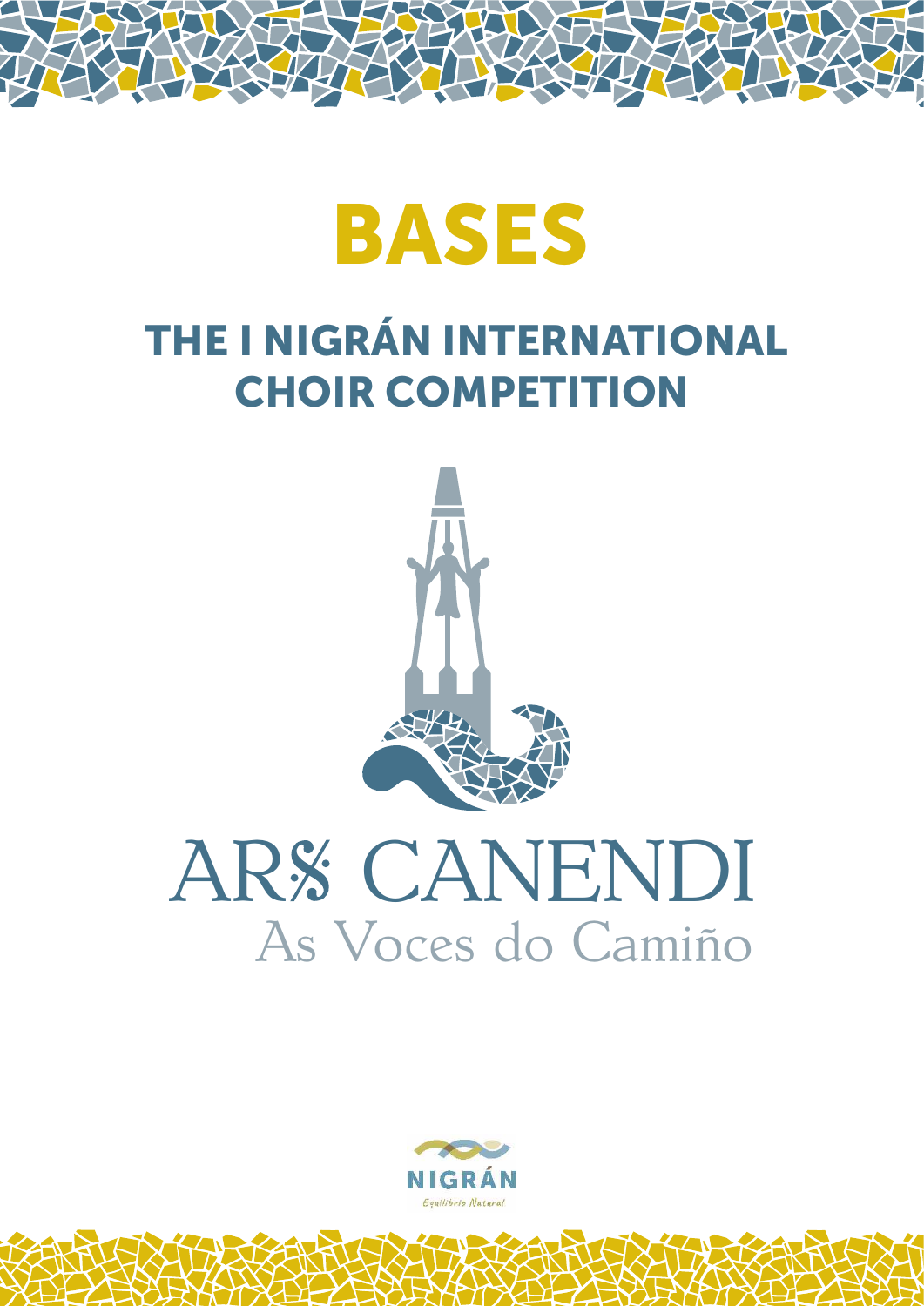# BASES

## THE I NIGRÁN INTERNATIONAL CHOIR COMPETITION

ARS CANENDI

As Voces do Camiño

NIGRÁN

Equilibrio Natural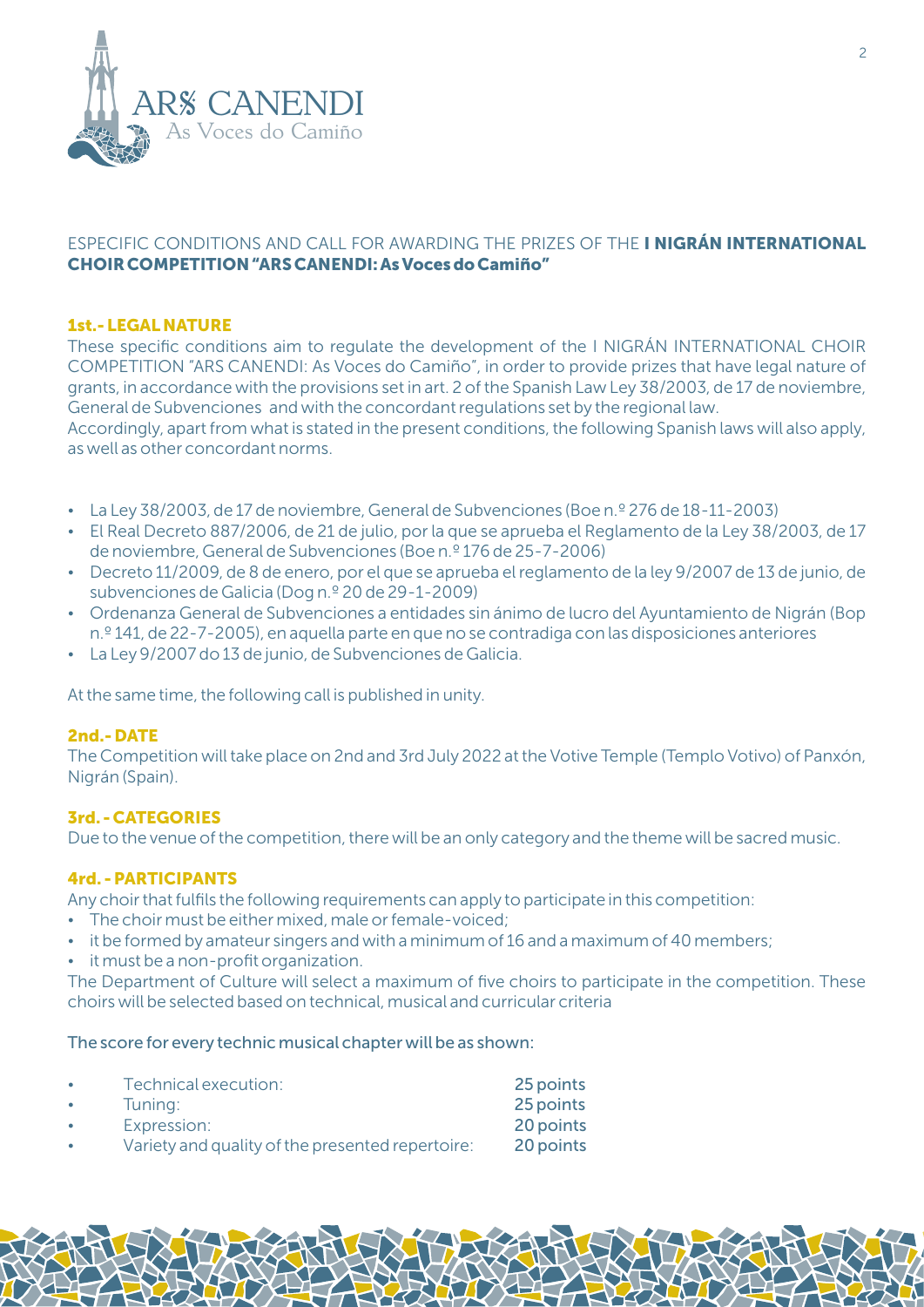ESPECIFIC CONDITIONS AND CALL FOR AWARDING THE PRIZES OF THE **I NIGRÁN INTERNATIONAL CHOIR COMPETITION "ARS CANENDI: As Voces do Camiño"**

## 1st.- LEGAL NATURE

These specific conditions aim to regulate the development of the I NIGRÁN INTERNATIONAL CHOIR COMPETITION "ARS CANENDI: As Voces do Camiño", in order to provide prizes that have legal nature of grants, in accordance with the provisions set in art. 2 of the Spanish Law Ley 38/2003, de 17 de noviembre, General de Subvenciones and with the concordant regulations set by the regional law.
Accordingly, apart from what is stated in the present conditions, the following Spanish laws will also apply, as well as other concordant norms.

- La Ley 38/2003, de 17 de noviembre, General de Subvenciones (Boe n.º 276 de 18-11-2003)
- El Real Decreto 887/2006, de 21 de julio, por la que se aprueba el Reglamento de la Ley 38/2003, de 17 de noviembre, General de Subvenciones (Boe n.º 176 de 25-7-2006)
- Decreto 11/2009, de 8 de enero, por el que se aprueba el reglamento de la ley 9/2007 de 13 de junio, de subvenciones de Galicia (Dog n.º 20 de 29-1-2009)
- Ordenanza General de Subvenciones a entidades sin ánimo de lucro del Ayuntamiento de Nigrán (Bop n.º 141, de 22-7-2005), en aquella parte en que no se contradiga con las disposiciones anteriores
- La Ley 9/2007 do 13 de junio, de Subvenciones de Galicia.

At the same time, the following call is published in unity.

## 2nd.- DATE

The Competition will take place on 2nd and 3rd July 2022 at the Votive Temple (Templo Votivo) of Panxón, Nigrán (Spain).

## 3rd. - CATEGORIES

Due to the venue of the competition, there will be an only category and the theme will be sacred music.

## 4rd. - PARTICIPANTS

Any choir that fulfils the following requirements can apply to participate in this competition:

- The choir must be either mixed, male or female-voiced;
- it be formed by amateur singers and with a minimum of 16 and a maximum of 40 members;
- it must be a non-profit organization.

The Department of Culture will select a maximum of five choirs to participate in the competition. These choirs will be selected based on technical, musical and curricular criteria

The score for every technic musical chapter will be as shown:

- Technical execution: 25 points
- Tuning: 25 points
- Expression: 20 points
- Variety and quality of the presented repertoire: 20 points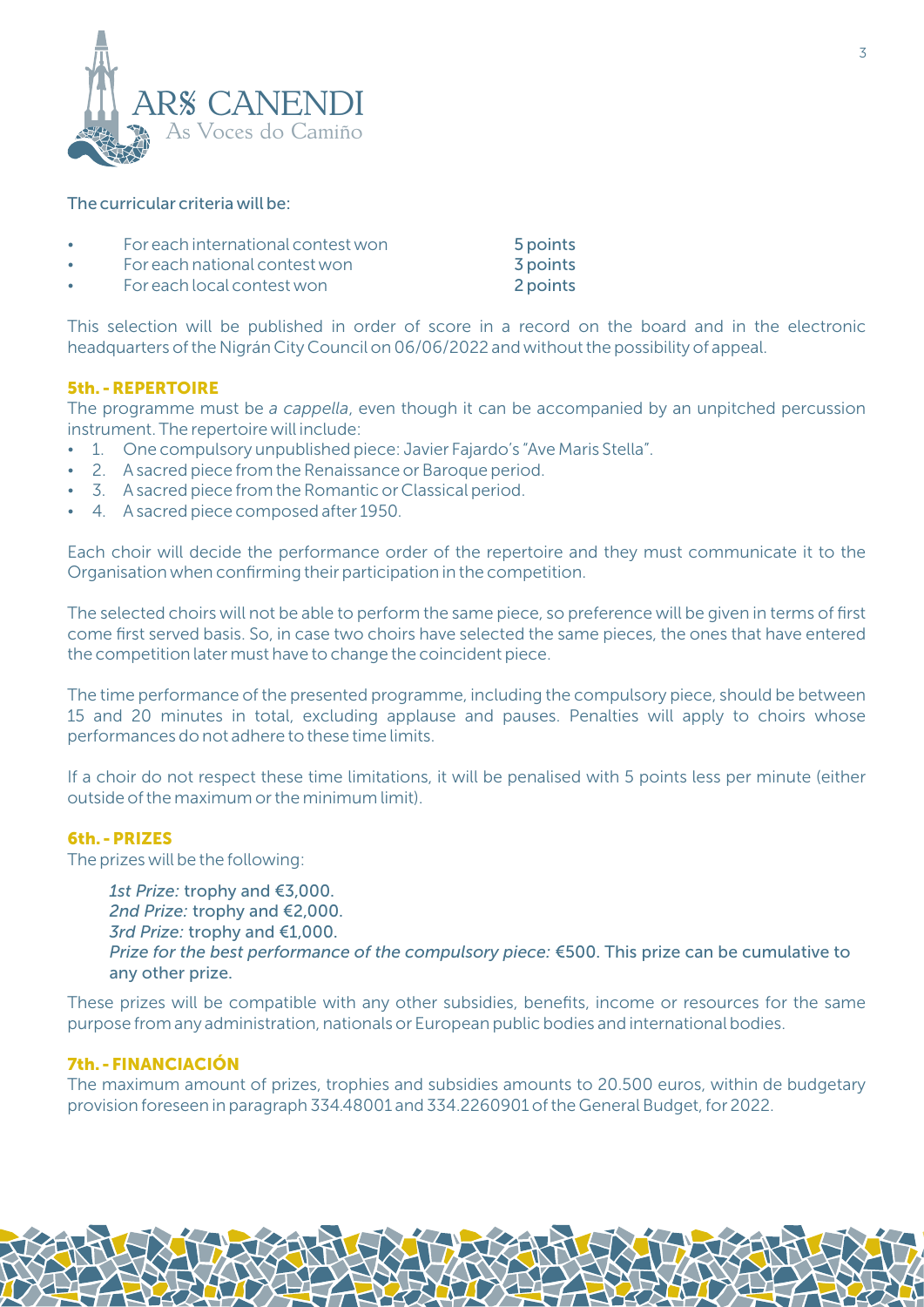The curricular criteria will be:

- For each international contest won — 5 points
- For each national contest won — 3 points
- For each local contest won — 2 points

This selection will be published in order of score in a record on the board and in the electronic headquarters of the Nigrán City Council on 06/06/2022 and without the possibility of appeal.

## 5th. - REPERTOIRE

The programme must be *a cappella*, even though it can be accompanied by an unpitched percussion instrument. The repertoire will include:

1. One compulsory unpublished piece: Javier Fajardo's "Ave Maris Stella".
2. A sacred piece from the Renaissance or Baroque period.
3. A sacred piece from the Romantic or Classical period.
4. A sacred piece composed after 1950.

Each choir will decide the performance order of the repertoire and they must communicate it to the Organisation when confirming their participation in the competition.

The selected choirs will not be able to perform the same piece, so preference will be given in terms of first come first served basis. So, in case two choirs have selected the same pieces, the ones that have entered the competition later must have to change the coincident piece.

The time performance of the presented programme, including the compulsory piece, should be between 15 and 20 minutes in total, excluding applause and pauses. Penalties will apply to choirs whose performances do not adhere to these time limits.

If a choir do not respect these time limitations, it will be penalised with 5 points less per minute (either outside of the maximum or the minimum limit).

## 6th. - PRIZES

The prizes will be the following:

*1st Prize:* trophy and €3,000.
*2nd Prize:* trophy and €2,000.
*3rd Prize:* trophy and €1,000.
*Prize for the best performance of the compulsory piece:* €500. This prize can be cumulative to any other prize.

These prizes will be compatible with any other subsidies, benefits, income or resources for the same purpose from any administration, nationals or European public bodies and international bodies.

## 7th. - FINANCIACIÓN

The maximum amount of prizes, trophies and subsidies amounts to 20.500 euros, within de budgetary provision foreseen in paragraph 334.48001 and 334.2260901 of the General Budget, for 2022.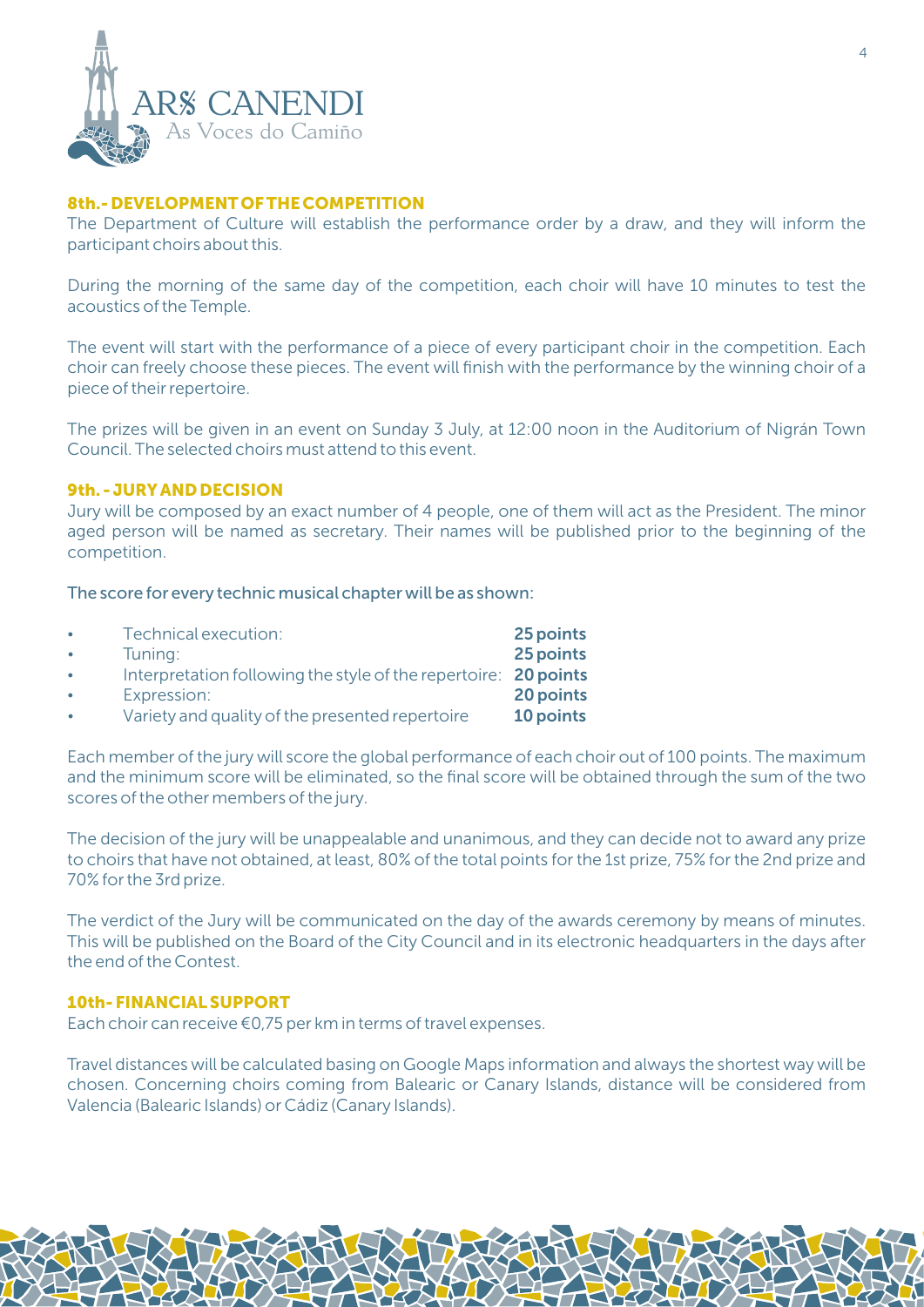## 8th.- DEVELOPMENT OF THE COMPETITION

The Department of Culture will establish the performance order by a draw, and they will inform the participant choirs about this.

During the morning of the same day of the competition, each choir will have 10 minutes to test the acoustics of the Temple.

The event will start with the performance of a piece of every participant choir in the competition. Each choir can freely choose these pieces. The event will finish with the performance by the winning choir of a piece of their repertoire.

The prizes will be given in an event on Sunday 3 July, at 12:00 noon in the Auditorium of Nigrán Town Council. The selected choirs must attend to this event.

## 9th. - JURY AND DECISION

Jury will be composed by an exact number of 4 people, one of them will act as the President. The minor aged person will be named as secretary. Their names will be published prior to the beginning of the competition.

The score for every technic musical chapter will be as shown:

- Technical execution: **25 points**
- Tuning: **25 points**
- Interpretation following the style of the repertoire: **20 points**
- Expression: **20 points**
- Variety and quality of the presented repertoire **10 points**

Each member of the jury will score the global performance of each choir out of 100 points. The maximum and the minimum score will be eliminated, so the final score will be obtained through the sum of the two scores of the other members of the jury.

The decision of the jury will be unappealable and unanimous, and they can decide not to award any prize to choirs that have not obtained, at least, 80% of the total points for the 1st prize, 75% for the 2nd prize and 70% for the 3rd prize.

The verdict of the Jury will be communicated on the day of the awards ceremony by means of minutes. This will be published on the Board of the City Council and in its electronic headquarters in the days after the end of the Contest.

## 10th- FINANCIAL SUPPORT

Each choir can receive €0,75 per km in terms of travel expenses.

Travel distances will be calculated basing on Google Maps information and always the shortest way will be chosen. Concerning choirs coming from Balearic or Canary Islands, distance will be considered from Valencia (Balearic Islands) or Cádiz (Canary Islands).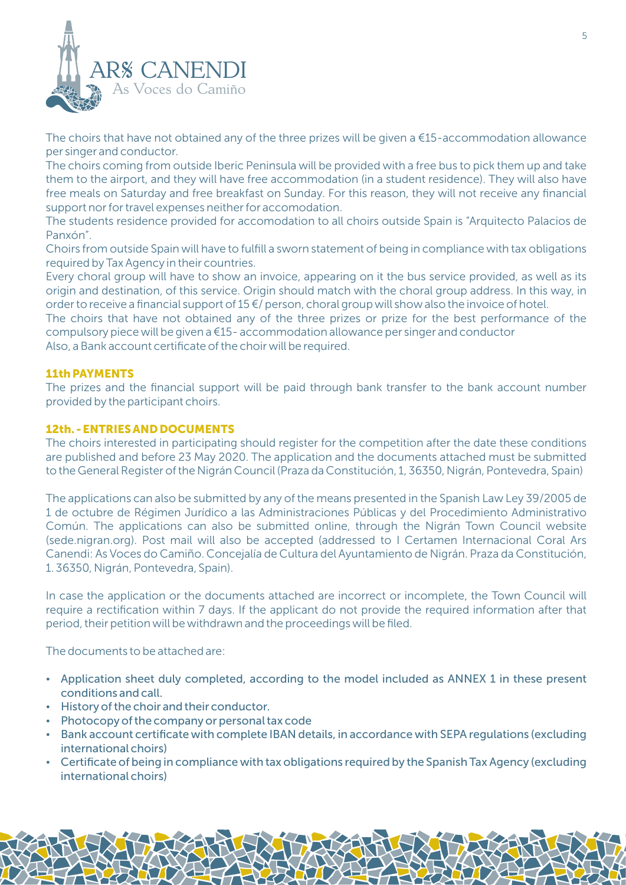The choirs that have not obtained any of the three prizes will be given a €15-accommodation allowance per singer and conductor.

The choirs coming from outside Iberic Peninsula will be provided with a free bus to pick them up and take them to the airport, and they will have free accommodation (in a student residence). They will also have free meals on Saturday and free breakfast on Sunday. For this reason, they will not receive any financial support nor for travel expenses neither for accomodation.

The students residence provided for accomodation to all choirs outside Spain is "Arquitecto Palacios de Panxón".

Choirs from outside Spain will have to fulfill a sworn statement of being in compliance with tax obligations required by Tax Agency in their countries.

Every choral group will have to show an invoice, appearing on it the bus service provided, as well as its origin and destination, of this service. Origin should match with the choral group address. In this way, in order to receive a financial support of 15 €/ person, choral group will show also the invoice of hotel.

The choirs that have not obtained any of the three prizes or prize for the best performance of the compulsory piece will be given a €15- accommodation allowance per singer and conductor

Also, a Bank account certificate of the choir will be required.

## 11th PAYMENTS

The prizes and the financial support will be paid through bank transfer to the bank account number provided by the participant choirs.

## 12th. - ENTRIES AND DOCUMENTS

The choirs interested in participating should register for the competition after the date these conditions are published and before 23 May 2020. The application and the documents attached must be submitted to the General Register of the Nigrán Council (Praza da Constitución, 1, 36350, Nigrán, Pontevedra, Spain)

The applications can also be submitted by any of the means presented in the Spanish Law Ley 39/2005 de 1 de octubre de Régimen Jurídico a las Administraciones Públicas y del Procedimiento Administrativo Común. The applications can also be submitted online, through the Nigrán Town Council website (sede.nigran.org). Post mail will also be accepted (addressed to I Certamen Internacional Coral Ars Canendi: As Voces do Camiño. Concejalía de Cultura del Ayuntamiento de Nigrán. Praza da Constitución, 1. 36350, Nigrán, Pontevedra, Spain).

In case the application or the documents attached are incorrect or incomplete, the Town Council will require a rectification within 7 days. If the applicant do not provide the required information after that period, their petition will be withdrawn and the proceedings will be filed.

The documents to be attached are:

- Application sheet duly completed, according to the model included as ANNEX 1 in these present conditions and call.
- History of the choir and their conductor.
- Photocopy of the company or personal tax code
- Bank account certificate with complete IBAN details, in accordance with SEPA regulations (excluding international choirs)
- Certificate of being in compliance with tax obligations required by the Spanish Tax Agency (excluding international choirs)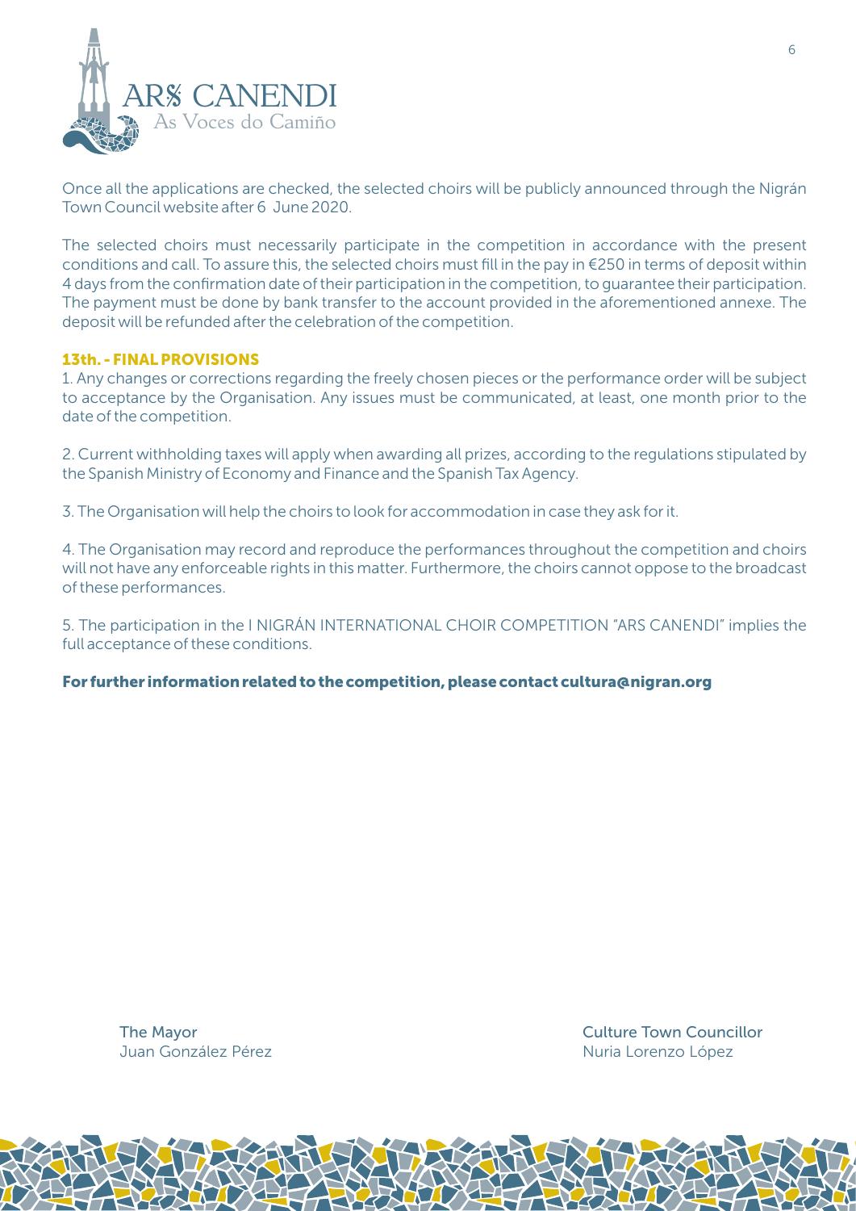Once all the applications are checked, the selected choirs will be publicly announced through the Nigrán Town Council website after 6 June 2020.

The selected choirs must necessarily participate in the competition in accordance with the present conditions and call. To assure this, the selected choirs must fill in the pay in €250 in terms of deposit within 4 days from the confirmation date of their participation in the competition, to guarantee their participation. The payment must be done by bank transfer to the account provided in the aforementioned annexe. The deposit will be refunded after the celebration of the competition.

## 13th. - FINAL PROVISIONS

1. Any changes or corrections regarding the freely chosen pieces or the performance order will be subject to acceptance by the Organisation. Any issues must be communicated, at least, one month prior to the date of the competition.

2. Current withholding taxes will apply when awarding all prizes, according to the regulations stipulated by the Spanish Ministry of Economy and Finance and the Spanish Tax Agency.

3. The Organisation will help the choirs to look for accommodation in case they ask for it.

4. The Organisation may record and reproduce the performances throughout the competition and choirs will not have any enforceable rights in this matter. Furthermore, the choirs cannot oppose to the broadcast of these performances.

5. The participation in the I NIGRÁN INTERNATIONAL CHOIR COMPETITION "ARS CANENDI" implies the full acceptance of these conditions.

**For further information related to the competition, please contact cultura@nigran.org**

The Mayor
Juan González Pérez

Culture Town Councillor
Nuria Lorenzo López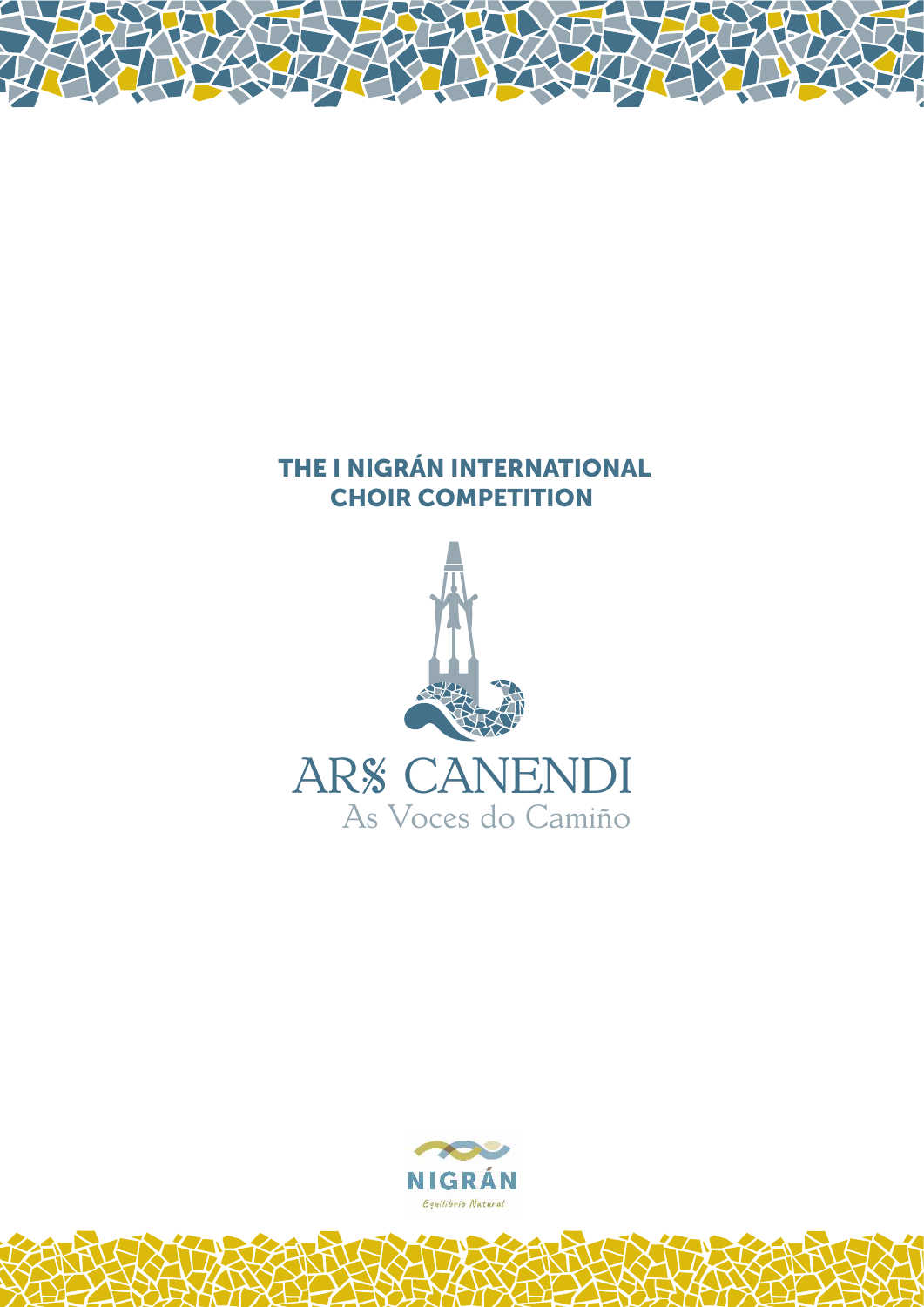# THE I NIGRÁN INTERNATIONAL CHOIR COMPETITION

ARS CANENDI

As Voces do Camiño

NIGRÁN

Equilibrio Natural